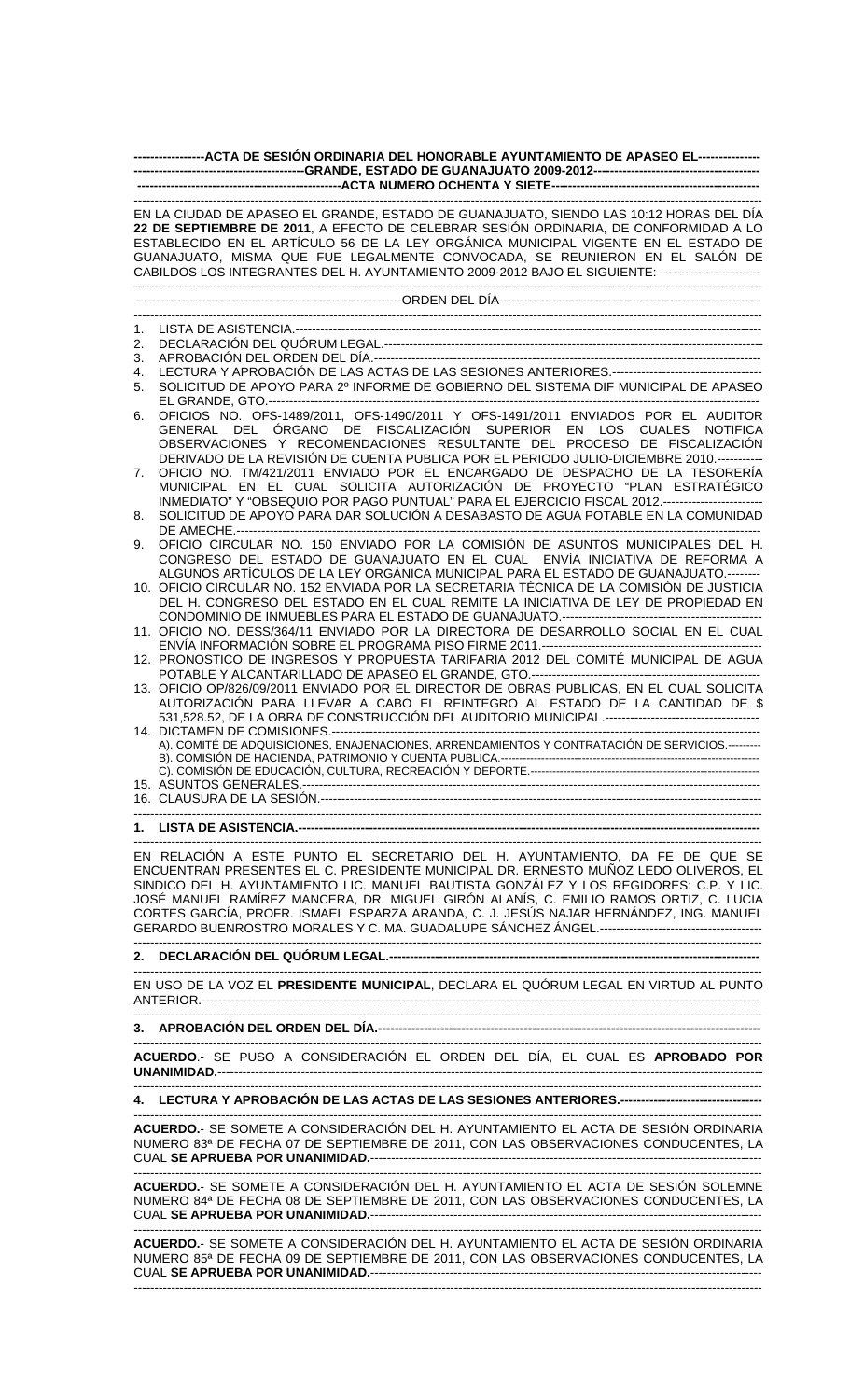**ACTA DE SESIÓN ORDINARIA DEL HONORABLE AYUNTAMIENTO DE APASEO EL GRANDE, ESTADO DE GUANAJUATO 2009-2012**

**ACTA NUMERO OCHENTA Y SIETE**

EN LA CIUDAD DE APASEO EL GRANDE, ESTADO DE GUANAJUATO, SIENDO LAS 10:12 HORAS DEL DÍA **22 DE SEPTIEMBRE DE 2011**, A EFECTO DE CELEBRAR SESIÓN ORDINARIA, DE CONFORMIDAD A LO ESTABLECIDO EN EL ARTÍCULO 56 DE LA LEY ORGÁNICA MUNICIPAL VIGENTE EN EL ESTADO DE GUANAJUATO, MISMA QUE FUE LEGALMENTE CONVOCADA, SE REUNIERON EN EL SALÓN DE CABILDOS LOS INTEGRANTES DEL H. AYUNTAMIENTO 2009-2012 BAJO EL SIGUIENTE:

ORDEN DEL DÍA

1. LISTA DE ASISTENCIA.
2. DECLARACIÓN DEL QUÓRUM LEGAL.
3. APROBACIÓN DEL ORDEN DEL DÍA.
4. LECTURA Y APROBACIÓN DE LAS ACTAS DE LAS SESIONES ANTERIORES.
5. SOLICITUD DE APOYO PARA 2º INFORME DE GOBIERNO DEL SISTEMA DIF MUNICIPAL DE APASEO EL GRANDE, GTO.
6. OFICIOS NO. OFS-1489/2011, OFS-1490/2011 Y OFS-1491/2011 ENVIADOS POR EL AUDITOR GENERAL DEL ÓRGANO DE FISCALIZACIÓN SUPERIOR EN LOS CUALES NOTIFICA OBSERVACIONES Y RECOMENDACIONES RESULTANTE DEL PROCESO DE FISCALIZACIÓN DERIVADO DE LA REVISIÓN DE CUENTA PUBLICA POR EL PERIODO JULIO-DICIEMBRE 2010.
7. OFICIO NO. TM/421/2011 ENVIADO POR EL ENCARGADO DE DESPACHO DE LA TESORERÍA MUNICIPAL EN EL CUAL SOLICITA AUTORIZACIÓN DE PROYECTO "PLAN ESTRATÉGICO INMEDIATO" Y "OBSEQUIO POR PAGO PUNTUAL" PARA EL EJERCICIO FISCAL 2012.
8. SOLICITUD DE APOYO PARA DAR SOLUCIÓN A DESABASTO DE AGUA POTABLE EN LA COMUNIDAD DE AMECHE.
9. OFICIO CIRCULAR NO. 150 ENVIADO POR LA COMISIÓN DE ASUNTOS MUNICIPALES DEL H. CONGRESO DEL ESTADO DE GUANAJUATO EN EL CUAL ENVÍA INICIATIVA DE REFORMA A ALGUNOS ARTÍCULOS DE LA LEY ORGÁNICA MUNICIPAL PARA EL ESTADO DE GUANAJUATO.
10. OFICIO CIRCULAR NO. 152 ENVIADA POR LA SECRETARIA TÉCNICA DE LA COMISIÓN DE JUSTICIA DEL H. CONGRESO DEL ESTADO EN EL CUAL REMITE LA INICIATIVA DE LEY DE PROPIEDAD EN CONDOMINIO DE INMUEBLES PARA EL ESTADO DE GUANAJUATO.
11. OFICIO NO. DESS/364/11 ENVIADO POR LA DIRECTORA DE DESARROLLO SOCIAL EN EL CUAL ENVÍA INFORMACIÓN SOBRE EL PROGRAMA PISO FIRME 2011.
12. PRONOSTICO DE INGRESOS Y PROPUESTA TARIFARIA 2012 DEL COMITÉ MUNICIPAL DE AGUA POTABLE Y ALCANTARILLADO DE APASEO EL GRANDE, GTO.
13. OFICIO OP/826/09/2011 ENVIADO POR EL DIRECTOR DE OBRAS PUBLICAS, EN EL CUAL SOLICITA AUTORIZACIÓN PARA LLEVAR A CABO EL REINTEGRO AL ESTADO DE LA CANTIDAD DE $ 531,528.52, DE LA OBRA DE CONSTRUCCIÓN DEL AUDITORIO MUNICIPAL.
14. DICTAMEN DE COMISIONES.
    A). COMITÉ DE ADQUISICIONES, ENAJENACIONES, ARRENDAMIENTOS Y CONTRATACIÓN DE SERVICIOS.
    B). COMISIÓN DE HACIENDA, PATRIMONIO Y CUENTA PUBLICA.
    C). COMISIÓN DE EDUCACIÓN, CULTURA, RECREACIÓN Y DEPORTE.
15. ASUNTOS GENERALES.
16. CLAUSURA DE LA SESIÓN.

**1. LISTA DE ASISTENCIA.**

EN RELACIÓN A ESTE PUNTO EL SECRETARIO DEL H. AYUNTAMIENTO, DA FE DE QUE SE ENCUENTRAN PRESENTES EL C. PRESIDENTE MUNICIPAL DR. ERNESTO MUÑOZ LEDO OLIVEROS, EL SINDICO DEL H. AYUNTAMIENTO LIC. MANUEL BAUTISTA GONZÁLEZ Y LOS REGIDORES: C.P. Y LIC. JOSÉ MANUEL RAMÍREZ MANCERA, DR. MIGUEL GIRÓN ALANÍS, C. EMILIO RAMOS ORTIZ, C. LUCIA CORTES GARCÍA, PROFR. ISMAEL ESPARZA ARANDA, C. J. JESÚS NAJAR HERNÁNDEZ, ING. MANUEL GERARDO BUENROSTRO MORALES Y C. MA. GUADALUPE SÁNCHEZ ÁNGEL.

**2. DECLARACIÓN DEL QUÓRUM LEGAL.**

EN USO DE LA VOZ EL **PRESIDENTE MUNICIPAL**, DECLARA EL QUÓRUM LEGAL EN VIRTUD AL PUNTO ANTERIOR.

**3. APROBACIÓN DEL ORDEN DEL DÍA.**

**ACUERDO**.- SE PUSO A CONSIDERACIÓN EL ORDEN DEL DÍA, EL CUAL ES **APROBADO POR UNANIMIDAD.**

**4. LECTURA Y APROBACIÓN DE LAS ACTAS DE LAS SESIONES ANTERIORES.**

**ACUERDO.**- SE SOMETE A CONSIDERACIÓN DEL H. AYUNTAMIENTO EL ACTA DE SESIÓN ORDINARIA NUMERO 83ª DE FECHA 07 DE SEPTIEMBRE DE 2011, CON LAS OBSERVACIONES CONDUCENTES, LA CUAL **SE APRUEBA POR UNANIMIDAD.**

**ACUERDO.**- SE SOMETE A CONSIDERACIÓN DEL H. AYUNTAMIENTO EL ACTA DE SESIÓN SOLEMNE NUMERO 84ª DE FECHA 08 DE SEPTIEMBRE DE 2011, CON LAS OBSERVACIONES CONDUCENTES, LA CUAL **SE APRUEBA POR UNANIMIDAD.**

**ACUERDO.**- SE SOMETE A CONSIDERACIÓN DEL H. AYUNTAMIENTO EL ACTA DE SESIÓN ORDINARIA NUMERO 85ª DE FECHA 09 DE SEPTIEMBRE DE 2011, CON LAS OBSERVACIONES CONDUCENTES, LA CUAL **SE APRUEBA POR UNANIMIDAD.**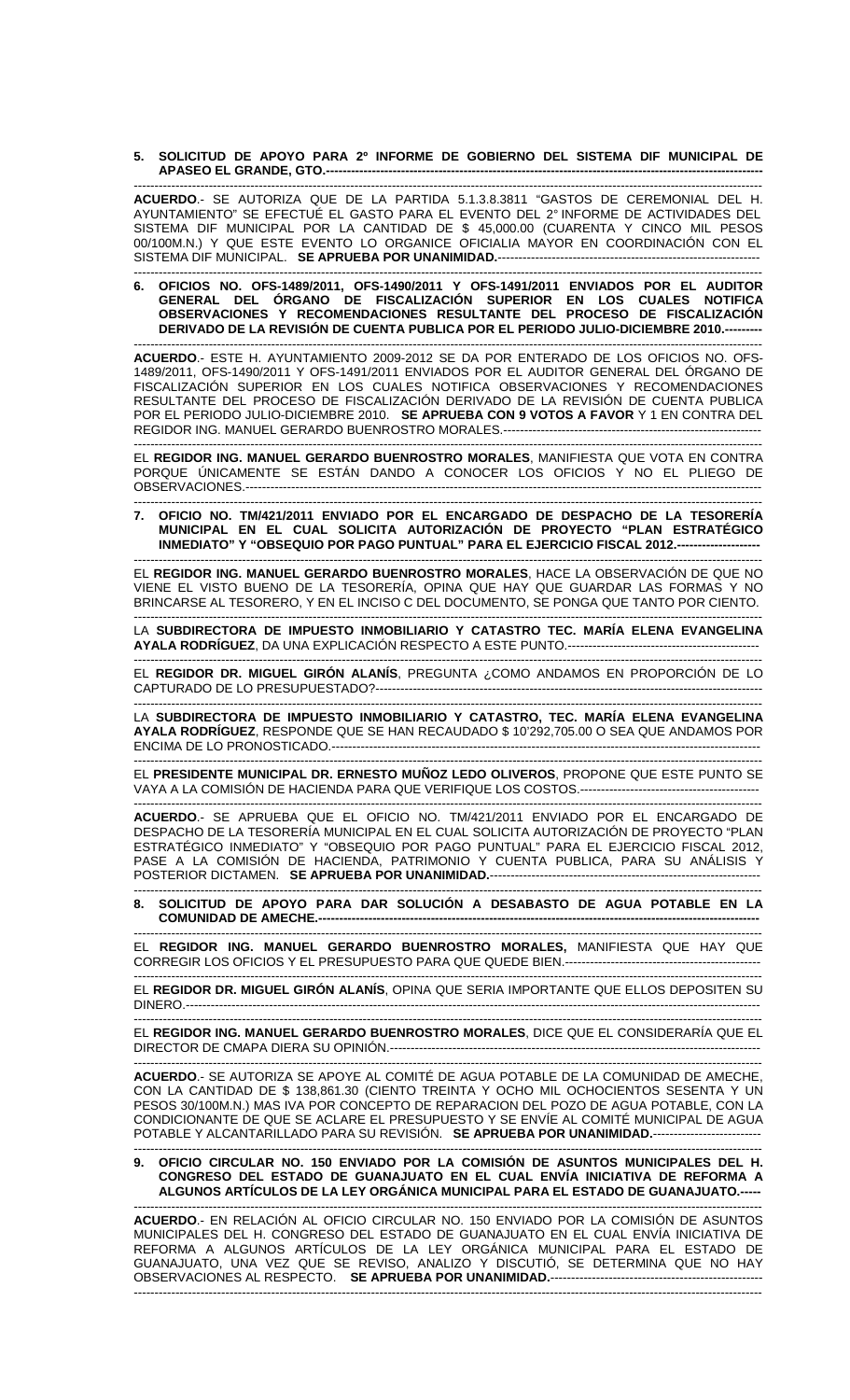**5. SOLICITUD DE APOYO PARA 2º INFORME DE GOBIERNO DEL SISTEMA DIF MUNICIPAL DE APASEO EL GRANDE, GTO.**-----------------------------------------------------------------------------------------------------------

-----------------------------------------------------------------------------------------------------------------------------------

**ACUERDO**.- SE AUTORIZA QUE DE LA PARTIDA 5.1.3.8.3811 "GASTOS DE CEREMONIAL DEL H. AYUNTAMIENTO" SE EFECTUÉ EL GASTO PARA EL EVENTO DEL 2º INFORME DE ACTIVIDADES DEL SISTEMA DIF MUNICIPAL POR LA CANTIDAD DE $ 45,000.00 (CUARENTA Y CINCO MIL PESOS 00/100M.N.) Y QUE ESTE EVENTO LO ORGANICE OFICIALIA MAYOR EN COORDINACIÓN CON EL SISTEMA DIF MUNICIPAL. **SE APRUEBA POR UNANIMIDAD.**-----------------------------------------------------------------

-----------------------------------------------------------------------------------------------------------------------------------

**6. OFICIOS NO. OFS-1489/2011, OFS-1490/2011 Y OFS-1491/2011 ENVIADOS POR EL AUDITOR GENERAL DEL ÓRGANO DE FISCALIZACIÓN SUPERIOR EN LOS CUALES NOTIFICA OBSERVACIONES Y RECOMENDACIONES RESULTANTE DEL PROCESO DE FISCALIZACIÓN DERIVADO DE LA REVISIÓN DE CUENTA PUBLICA POR EL PERIODO JULIO-DICIEMBRE 2010.**---------

-----------------------------------------------------------------------------------------------------------------------------------

**ACUERDO**.- ESTE H. AYUNTAMIENTO 2009-2012 SE DA POR ENTERADO DE LOS OFICIOS NO. OFS-1489/2011, OFS-1490/2011 Y OFS-1491/2011 ENVIADOS POR EL AUDITOR GENERAL DEL ÓRGANO DE FISCALIZACIÓN SUPERIOR EN LOS CUALES NOTIFICA OBSERVACIONES Y RECOMENDACIONES RESULTANTE DEL PROCESO DE FISCALIZACIÓN DERIVADO DE LA REVISIÓN DE CUENTA PUBLICA POR EL PERIODO JULIO-DICIEMBRE 2010. **SE APRUEBA CON 9 VOTOS A FAVOR** Y 1 EN CONTRA DEL REGIDOR ING. MANUEL GERARDO BUENROSTRO MORALES.-------------------------------------------------------------

-----------------------------------------------------------------------------------------------------------------------------------

EL **REGIDOR ING. MANUEL GERARDO BUENROSTRO MORALES**, MANIFIESTA QUE VOTA EN CONTRA PORQUE ÚNICAMENTE SE ESTÁN DANDO A CONOCER LOS OFICIOS Y NO EL PLIEGO DE OBSERVACIONES.----------------------------------------------------------------------------------------------------------------

-----------------------------------------------------------------------------------------------------------------------------------

**7. OFICIO NO. TM/421/2011 ENVIADO POR EL ENCARGADO DE DESPACHO DE LA TESORERÍA MUNICIPAL EN EL CUAL SOLICITA AUTORIZACIÓN DE PROYECTO "PLAN ESTRATÉGICO INMEDIATO" Y "OBSEQUIO POR PAGO PUNTUAL" PARA EL EJERCICIO FISCAL 2012.**--------------------

-----------------------------------------------------------------------------------------------------------------------------------

EL **REGIDOR ING. MANUEL GERARDO BUENROSTRO MORALES**, HACE LA OBSERVACIÓN DE QUE NO VIENE EL VISTO BUENO DE LA TESORERÍA, OPINA QUE HAY QUE GUARDAR LAS FORMAS Y NO BRINCARSE AL TESORERO, Y EN EL INCISO C DEL DOCUMENTO, SE PONGA QUE TANTO POR CIENTO.

-----------------------------------------------------------------------------------------------------------------------------------

LA **SUBDIRECTORA DE IMPUESTO INMOBILIARIO Y CATASTRO TEC. MARÍA ELENA EVANGELINA AYALA RODRÍGUEZ**, DA UNA EXPLICACIÓN RESPECTO A ESTE PUNTO.---------------------------------------------

-----------------------------------------------------------------------------------------------------------------------------------

EL **REGIDOR DR. MIGUEL GIRÓN ALANÍS**, PREGUNTA ¿COMO ANDAMOS EN PROPORCIÓN DE LO CAPTURADO DE LO PRESUPUESTADO?-----------------------------------------------------------------------------------------

-----------------------------------------------------------------------------------------------------------------------------------

LA **SUBDIRECTORA DE IMPUESTO INMOBILIARIO Y CATASTRO, TEC. MARÍA ELENA EVANGELINA AYALA RODRÍGUEZ**, RESPONDE QUE SE HAN RECAUDADO $ 10'292,705.00 O SEA QUE ANDAMOS POR ENCIMA DE LO PRONOSTICADO.-------------------------------------------------------------------------------------------------

-----------------------------------------------------------------------------------------------------------------------------------

EL **PRESIDENTE MUNICIPAL DR. ERNESTO MUÑOZ LEDO OLIVEROS**, PROPONE QUE ESTE PUNTO SE VAYA A LA COMISIÓN DE HACIENDA PARA QUE VERIFIQUE LOS COSTOS.-------------------------------------------

-----------------------------------------------------------------------------------------------------------------------------------

**ACUERDO**.- SE APRUEBA QUE EL OFICIO NO. TM/421/2011 ENVIADO POR EL ENCARGADO DE DESPACHO DE LA TESORERÍA MUNICIPAL EN EL CUAL SOLICITA AUTORIZACIÓN DE PROYECTO "PLAN ESTRATÉGICO INMEDIATO" Y "OBSEQUIO POR PAGO PUNTUAL" PARA EL EJERCICIO FISCAL 2012, PASE A LA COMISIÓN DE HACIENDA, PATRIMONIO Y CUENTA PUBLICA, PARA SU ANÁLISIS Y POSTERIOR DICTAMEN. **SE APRUEBA POR UNANIMIDAD.**-----------------------------------------------------------------

-----------------------------------------------------------------------------------------------------------------------------------

**8. SOLICITUD DE APOYO PARA DAR SOLUCIÓN A DESABASTO DE AGUA POTABLE EN LA COMUNIDAD DE AMECHE.**-------------------------------------------------------------------------------------------------------

-----------------------------------------------------------------------------------------------------------------------------------

EL **REGIDOR ING. MANUEL GERARDO BUENROSTRO MORALES,** MANIFIESTA QUE HAY QUE CORREGIR LOS OFICIOS Y EL PRESUPUESTO PARA QUE QUEDE BIEN.-------------------------------------------------

-----------------------------------------------------------------------------------------------------------------------------------

EL **REGIDOR DR. MIGUEL GIRÓN ALANÍS**, OPINA QUE SERIA IMPORTANTE QUE ELLOS DEPOSITEN SU DINERO.----------------------------------------------------------------------------------------------------------------------------

-----------------------------------------------------------------------------------------------------------------------------------

EL **REGIDOR ING. MANUEL GERARDO BUENROSTRO MORALES**, DICE QUE EL CONSIDERARÍA QUE EL DIRECTOR DE CMAPA DIERA SU OPINIÓN.-------------------------------------------------------------------------------

-----------------------------------------------------------------------------------------------------------------------------------

**ACUERDO**.- SE AUTORIZA SE APOYE AL COMITÉ DE AGUA POTABLE DE LA COMUNIDAD DE AMECHE, CON LA CANTIDAD DE $ 138,861.30 (CIENTO TREINTA Y OCHO MIL OCHOCIENTOS SESENTA Y UN PESOS 30/100M.N.) MAS IVA POR CONCEPTO DE REPARACION DEL POZO DE AGUA POTABLE, CON LA CONDICIONANTE DE QUE SE ACLARE EL PRESUPUESTO Y SE ENVÍE AL COMITÉ MUNICIPAL DE AGUA POTABLE Y ALCANTARILLADO PARA SU REVISIÓN. **SE APRUEBA POR UNANIMIDAD.**--------------------------

-----------------------------------------------------------------------------------------------------------------------------------

**9. OFICIO CIRCULAR NO. 150 ENVIADO POR LA COMISIÓN DE ASUNTOS MUNICIPALES DEL H. CONGRESO DEL ESTADO DE GUANAJUATO EN EL CUAL ENVÍA INICIATIVA DE REFORMA A ALGUNOS ARTÍCULOS DE LA LEY ORGÁNICA MUNICIPAL PARA EL ESTADO DE GUANAJUATO.**-----

-----------------------------------------------------------------------------------------------------------------------------------

**ACUERDO**.- EN RELACIÓN AL OFICIO CIRCULAR NO. 150 ENVIADO POR LA COMISIÓN DE ASUNTOS MUNICIPALES DEL H. CONGRESO DEL ESTADO DE GUANAJUATO EN EL CUAL ENVÍA INICIATIVA DE REFORMA A ALGUNOS ARTÍCULOS DE LA LEY ORGÁNICA MUNICIPAL PARA EL ESTADO DE GUANAJUATO, UNA VEZ QUE SE REVISO, ANALIZO Y DISCUTIÓ, SE DETERMINA QUE NO HAY OBSERVACIONES AL RESPECTO. **SE APRUEBA POR UNANIMIDAD.**--------------------------------------------------

-----------------------------------------------------------------------------------------------------------------------------------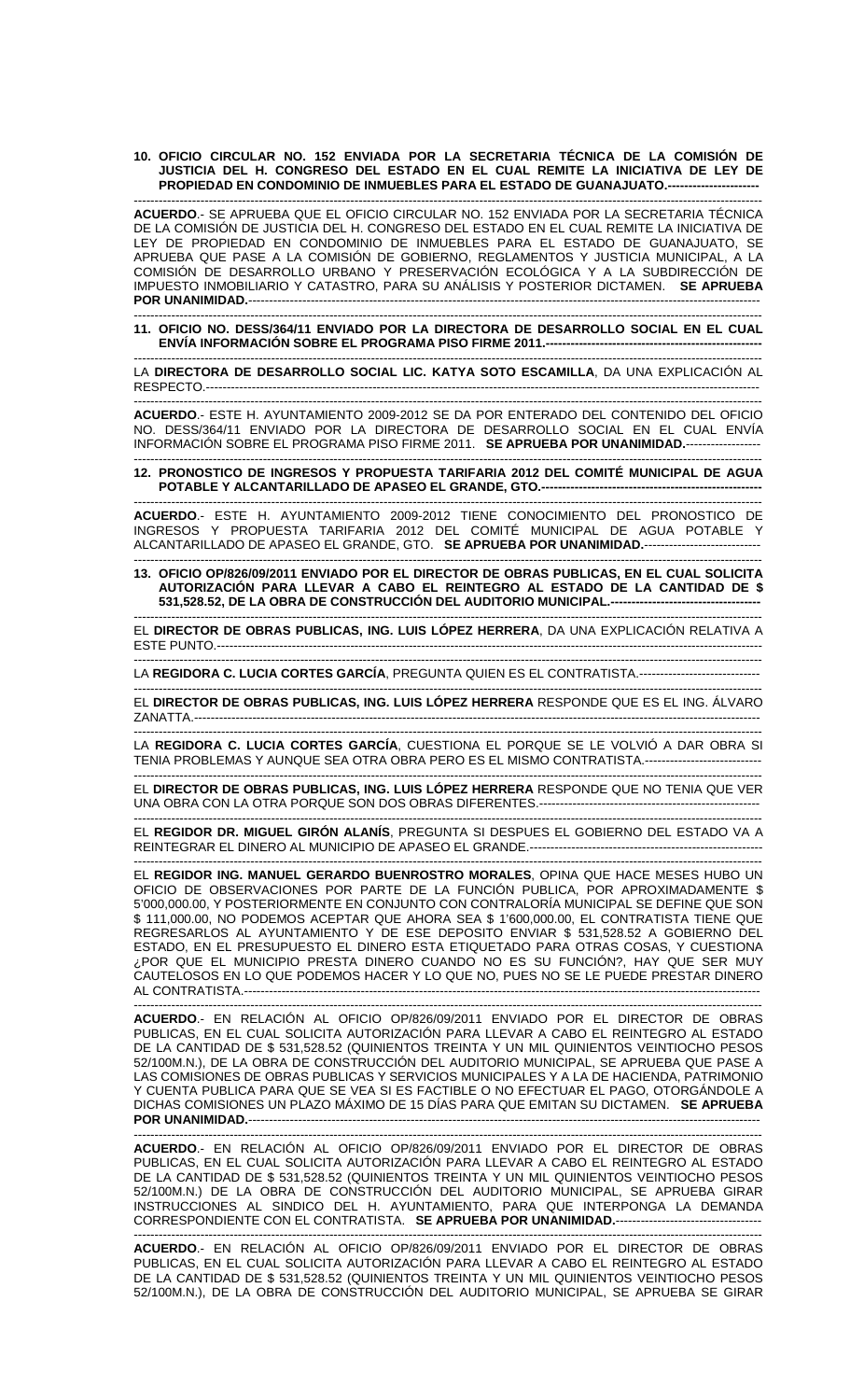**10. OFICIO CIRCULAR NO. 152 ENVIADA POR LA SECRETARIA TÉCNICA DE LA COMISIÓN DE JUSTICIA DEL H. CONGRESO DEL ESTADO EN EL CUAL REMITE LA INICIATIVA DE LEY DE PROPIEDAD EN CONDOMINIO DE INMUEBLES PARA EL ESTADO DE GUANAJUATO.----------------------**

**ACUERDO**.- SE APRUEBA QUE EL OFICIO CIRCULAR NO. 152 ENVIADA POR LA SECRETARIA TÉCNICA DE LA COMISIÓN DE JUSTICIA DEL H. CONGRESO DEL ESTADO EN EL CUAL REMITE LA INICIATIVA DE LEY DE PROPIEDAD EN CONDOMINIO DE INMUEBLES PARA EL ESTADO DE GUANAJUATO, SE APRUEBA QUE PASE A LA COMISIÓN DE GOBIERNO, REGLAMENTOS Y JUSTICIA MUNICIPAL, A LA COMISIÓN DE DESARROLLO URBANO Y PRESERVACIÓN ECOLÓGICA Y A LA SUBDIRECCIÓN DE IMPUESTO INMOBILIARIO Y CATASTRO, PARA SU ANÁLISIS Y POSTERIOR DICTAMEN. **SE APRUEBA POR UNANIMIDAD.**--------------------------------------------------------------------------------------------------------------------

**11. OFICIO NO. DESS/364/11 ENVIADO POR LA DIRECTORA DE DESARROLLO SOCIAL EN EL CUAL ENVÍA INFORMACIÓN SOBRE EL PROGRAMA PISO FIRME 2011.-----------------------------------------------------**

LA **DIRECTORA DE DESARROLLO SOCIAL LIC. KATYA SOTO ESCAMILLA**, DA UNA EXPLICACIÓN AL RESPECTO.--------------------------------------------------------------------------------------------------------------------------------

**ACUERDO**.- ESTE H. AYUNTAMIENTO 2009-2012 SE DA POR ENTERADO DEL CONTENIDO DEL OFICIO NO. DESS/364/11 ENVIADO POR LA DIRECTORA DE DESARROLLO SOCIAL EN EL CUAL ENVÍA INFORMACIÓN SOBRE EL PROGRAMA PISO FIRME 2011. **SE APRUEBA POR UNANIMIDAD.**------------------

**12. PRONOSTICO DE INGRESOS Y PROPUESTA TARIFARIA 2012 DEL COMITÉ MUNICIPAL DE AGUA POTABLE Y ALCANTARILLADO DE APASEO EL GRANDE, GTO.------------------------------------------------------**

**ACUERDO**.- ESTE H. AYUNTAMIENTO 2009-2012 TIENE CONOCIMIENTO DEL PRONOSTICO DE INGRESOS Y PROPUESTA TARIFARIA 2012 DEL COMITÉ MUNICIPAL DE AGUA POTABLE Y ALCANTARILLADO DE APASEO EL GRANDE, GTO. **SE APRUEBA POR UNANIMIDAD.**----------------------------

**13. OFICIO OP/826/09/2011 ENVIADO POR EL DIRECTOR DE OBRAS PUBLICAS, EN EL CUAL SOLICITA AUTORIZACIÓN PARA LLEVAR A CABO EL REINTEGRO AL ESTADO DE LA CANTIDAD DE $ 531,528.52, DE LA OBRA DE CONSTRUCCIÓN DEL AUDITORIO MUNICIPAL.-------------------------------------**

EL **DIRECTOR DE OBRAS PUBLICAS, ING. LUIS LÓPEZ HERRERA**, DA UNA EXPLICACIÓN RELATIVA A ESTE PUNTO.---------------------------------------------------------------------------------------------------------------------------------

LA **REGIDORA C. LUCIA CORTES GARCÍA**, PREGUNTA QUIEN ES EL CONTRATISTA.-----------------------------

EL **DIRECTOR DE OBRAS PUBLICAS, ING. LUIS LÓPEZ HERRERA** RESPONDE QUE ES EL ING. ÁLVARO ZANATTA.---------------------------------------------------------------------------------------------------------------------------------

LA **REGIDORA C. LUCIA CORTES GARCÍA**, CUESTIONA EL PORQUE SE LE VOLVIÓ A DAR OBRA SI TENIA PROBLEMAS Y AUNQUE SEA OTRA OBRA PERO ES EL MISMO CONTRATISTA.----------------------------

EL **DIRECTOR DE OBRAS PUBLICAS, ING. LUIS LÓPEZ HERRERA** RESPONDE QUE NO TENIA QUE VER UNA OBRA CON LA OTRA PORQUE SON DOS OBRAS DIFERENTES.-----------------------------------------------------

EL **REGIDOR DR. MIGUEL GIRÓN ALANÍS**, PREGUNTA SI DESPUES EL GOBIERNO DEL ESTADO VA A REINTEGRAR EL DINERO AL MUNICIPIO DE APASEO EL GRANDE.---------------------------------------------------------

EL **REGIDOR ING. MANUEL GERARDO BUENROSTRO MORALES**, OPINA QUE HACE MESES HUBO UN OFICIO DE OBSERVACIONES POR PARTE DE LA FUNCIÓN PUBLICA, POR APROXIMADAMENTE $ 5'000,000.00, Y POSTERIORMENTE EN CONJUNTO CON CONTRALORÍA MUNICIPAL SE DEFINE QUE SON $ 111,000.00, NO PODEMOS ACEPTAR QUE AHORA SEA $ 1'600,000.00, EL CONTRATISTA TIENE QUE REGRESARLOS AL AYUNTAMIENTO Y DE ESE DEPOSITO ENVIAR $ 531,528.52 A GOBIERNO DEL ESTADO, EN EL PRESUPUESTO EL DINERO ESTA ETIQUETADO PARA OTRAS COSAS, Y CUESTIONA ¿POR QUE EL MUNICIPIO PRESTA DINERO CUANDO NO ES SU FUNCIÓN?, HAY QUE SER MUY CAUTELOSOS EN LO QUE PODEMOS HACER Y LO QUE NO, PUES NO SE LE PUEDE PRESTAR DINERO AL CONTRATISTA.------------------------------------------------------------------------------------------------------------------------

**ACUERDO**.- EN RELACIÓN AL OFICIO OP/826/09/2011 ENVIADO POR EL DIRECTOR DE OBRAS PUBLICAS, EN EL CUAL SOLICITA AUTORIZACIÓN PARA LLEVAR A CABO EL REINTEGRO AL ESTADO DE LA CANTIDAD DE $ 531,528.52 (QUINIENTOS TREINTA Y UN MIL QUINIENTOS VEINTIOCHO PESOS 52/100M.N.), DE LA OBRA DE CONSTRUCCIÓN DEL AUDITORIO MUNICIPAL, SE APRUEBA QUE PASE A LAS COMISIONES DE OBRAS PUBLICAS Y SERVICIOS MUNICIPALES Y A LA DE HACIENDA, PATRIMONIO Y CUENTA PUBLICA PARA QUE SE VEA SI ES FACTIBLE O NO EFECTUAR EL PAGO, OTORGÁNDOLE A DICHAS COMISIONES UN PLAZO MÁXIMO DE 15 DÍAS PARA QUE EMITAN SU DICTAMEN. **SE APRUEBA POR UNANIMIDAD.**--------------------------------------------------------------------------------------------------------------------

**ACUERDO**.- EN RELACIÓN AL OFICIO OP/826/09/2011 ENVIADO POR EL DIRECTOR DE OBRAS PUBLICAS, EN EL CUAL SOLICITA AUTORIZACIÓN PARA LLEVAR A CABO EL REINTEGRO AL ESTADO DE LA CANTIDAD DE $ 531,528.52 (QUINIENTOS TREINTA Y UN MIL QUINIENTOS VEINTIOCHO PESOS 52/100M.N.) DE LA OBRA DE CONSTRUCCIÓN DEL AUDITORIO MUNICIPAL, SE APRUEBA GIRAR INSTRUCCIONES AL SINDICO DEL H. AYUNTAMIENTO, PARA QUE INTERPONGA LA DEMANDA CORRESPONDIENTE CON EL CONTRATISTA. **SE APRUEBA POR UNANIMIDAD.**-----------------------------------

**ACUERDO**.- EN RELACIÓN AL OFICIO OP/826/09/2011 ENVIADO POR EL DIRECTOR DE OBRAS PUBLICAS, EN EL CUAL SOLICITA AUTORIZACIÓN PARA LLEVAR A CABO EL REINTEGRO AL ESTADO DE LA CANTIDAD DE $ 531,528.52 (QUINIENTOS TREINTA Y UN MIL QUINIENTOS VEINTIOCHO PESOS 52/100M.N.), DE LA OBRA DE CONSTRUCCIÓN DEL AUDITORIO MUNICIPAL, SE APRUEBA SE GIRAR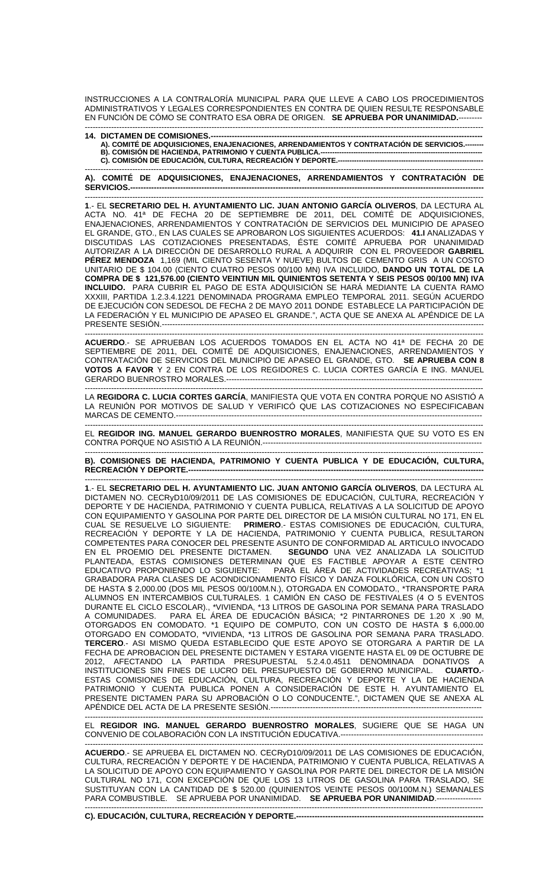INSTRUCCIONES A LA CONTRALORÍA MUNICIPAL PARA QUE LLEVE A CABO LOS PROCEDIMIENTOS ADMINISTRATIVOS Y LEGALES CORRESPONDIENTES EN CONTRA DE QUIEN RESULTE RESPONSABLE EN FUNCIÓN DE CÓMO SE CONTRATO ESA OBRA DE ORIGEN. **SE APRUEBA POR UNANIMIDAD.**---------

---

**14. DICTAMEN DE COMISIONES.**---

**A). COMITÉ DE ADQUISICIONES, ENAJENACIONES, ARRENDAMIENTOS Y CONTRATACIÓN DE SERVICIOS.**--------
**B). COMISIÓN DE HACIENDA, PATRIMONIO Y CUENTA PUBLICA.**---
**C). COMISIÓN DE EDUCACIÓN, CULTURA, RECREACIÓN Y DEPORTE.**---

---

**A). COMITÉ DE ADQUISICIONES, ENAJENACIONES, ARRENDAMIENTOS Y CONTRATACIÓN DE SERVICIOS.**---

---

**1**.- EL **SECRETARIO DEL H. AYUNTAMIENTO LIC. JUAN ANTONIO GARCÍA OLIVEROS**, DA LECTURA AL ACTA NO. 41ª DE FECHA 20 DE SEPTIEMBRE DE 2011, DEL COMITÉ DE ADQUISICIONES, ENAJENACIONES, ARRENDAMIENTOS Y CONTRATACIÓN DE SERVICIOS DEL MUNICIPIO DE APASEO EL GRANDE, GTO., EN LAS CUALES SE APROBARON LOS SIGUIENTES ACUERDOS: **41.I** ANALIZADAS Y DISCUTIDAS LAS COTIZACIONES PRESENTADAS, ÉSTE COMITÉ APRUEBA POR UNANIMIDAD AUTORIZAR A LA DIRECCIÓN DE DESARROLLO RURAL A ADQUIRIR CON EL PROVEEDOR **GABRIEL PÉREZ MENDOZA** 1,169 (MIL CIENTO SESENTA Y NUEVE) BULTOS DE CEMENTO GRIS A UN COSTO UNITARIO DE $ 104.00 (CIENTO CUATRO PESOS 00/100 MN) IVA INCLUIDO, **DANDO UN TOTAL DE LA COMPRA DE $ 121,576.00 (CIENTO VEINTIUN MIL QUINIENTOS SETENTA Y SEIS PESOS 00/100 MN) IVA INCLUIDO.** PARA CUBRIR EL PAGO DE ESTA ADQUISICIÓN SE HARÁ MEDIANTE LA CUENTA RAMO XXXIII, PARTIDA 1.2.3.4.1221 DENOMINADA PROGRAMA EMPLEO TEMPORAL 2011. SEGÚN ACUERDO DE EJECUCIÓN CON SEDESOL DE FECHA 2 DE MAYO 2011 DONDE ESTABLECE LA PARTICIPACIÓN DE LA FEDERACIÓN Y EL MUNICIPIO DE APASEO EL GRANDE.", ACTA QUE SE ANEXA AL APÉNDICE DE LA PRESENTE SESIÓN.---

---

**ACUERDO**.- SE APRUEBAN LOS ACUERDOS TOMADOS EN EL ACTA NO 41ª DE FECHA 20 DE SEPTIEMBRE DE 2011, DEL COMITÉ DE ADQUISICIONES, ENAJENACIONES, ARRENDAMIENTOS Y CONTRATACIÓN DE SERVICIOS DEL MUNICIPIO DE APASEO EL GRANDE, GTO. **SE APRUEBA CON 8 VOTOS A FAVOR** Y 2 EN CONTRA DE LOS REGIDORES C. LUCIA CORTES GARCÍA Y ING. MANUEL GERARDO BUENROSTRO MORALES.---

---

LA **REGIDORA C. LUCIA CORTES GARCÍA**, MANIFIESTA QUE VOTA EN CONTRA PORQUE NO ASISTIÓ A LA REUNIÓN POR MOTIVOS DE SALUD Y VERIFICÓ QUE LAS COTIZACIONES NO ESPECIFICABAN MARCAS DE CEMENTO.---

---

EL **REGIDOR ING. MANUEL GERARDO BUENROSTRO MORALES**, MANIFIESTA QUE SU VOTO ES EN CONTRA PORQUE NO ASISTIÓ A LA REUNIÓN.---

---

**B). COMISIONES DE HACIENDA, PATRIMONIO Y CUENTA PUBLICA Y DE EDUCACIÓN, CULTURA, RECREACIÓN Y DEPORTE.**---

---

**1**.- EL **SECRETARIO DEL H. AYUNTAMIENTO LIC. JUAN ANTONIO GARCÍA OLIVEROS**, DA LECTURA AL DICTAMEN NO. CECRyD10/09/2011 DE LAS COMISIONES DE EDUCACIÓN, CULTURA, RECREACIÓN Y DEPORTE Y DE HACIENDA, PATRIMONIO Y CUENTA PUBLICA, RELATIVAS A LA SOLICITUD DE APOYO CON EQUIPAMIENTO Y GASOLINA POR PARTE DEL DIRECTOR DE LA MISIÓN CULTURAL NO 171, EN EL CUAL SE RESUELVE LO SIGUIENTE: **PRIMERO**.- ESTAS COMISIONES DE EDUCACIÓN, CULTURA, RECREACIÓN Y DEPORTE Y LA DE HACIENDA, PATRIMONIO Y CUENTA PUBLICA, RESULTARON COMPETENTES PARA CONOCER DEL PRESENTE ASUNTO DE CONFORMIDAD AL ARTICULO INVOCADO EN EL PROEMIO DEL PRESENTE DICTAMEN. **SEGUNDO** UNA VEZ ANALIZADA LA SOLICITUD PLANTEADA, ESTAS COMISIONES DETERMINAN QUE ES FACTIBLE APOYAR A ESTE CENTRO EDUCATIVO PROPONIENDO LO SIGUIENTE: PARA EL ÁREA DE ACTIVIDADES RECREATIVAS; *1 GRABADORA PARA CLASES DE ACONDICIONAMIENTO FÍSICO Y DANZA FOLKLÓRICA, CON UN COSTO DE HASTA $ 2,000.00 (DOS MIL PESOS 00/100M.N.), OTORGADA EN COMODATO., *TRANSPORTE PARA ALUMNOS EN INTERCAMBIOS CULTURALES. 1 CAMIÓN EN CASO DE FESTIVALES (4 O 5 EVENTOS DURANTE EL CICLO ESCOLAR)., *VIVIENDA, *13 LITROS DE GASOLINA POR SEMANA PARA TRASLADO A COMUNIDADES. PARA EL ÁREA DE EDUCACIÓN BÁSICA; *2 PINTARRONES DE 1.20 X .90 M, OTORGADOS EN COMODATO. *1 EQUIPO DE COMPUTO, CON UN COSTO DE HASTA $ 6,000.00 OTORGADO EN COMODATO, *VIVIENDA, *13 LITROS DE GASOLINA POR SEMANA PARA TRASLADO. **TERCERO**.- ASI MISMO QUEDA ESTABLECIDO QUE ESTE APOYO SE OTORGARA A PARTIR DE LA FECHA DE APROBACION DEL PRESENTE DICTAMEN Y ESTARA VIGENTE HASTA EL 09 DE OCTUBRE DE 2012, AFECTANDO LA PARTIDA PRESUPUESTAL 5.2.4.0.4511 DENOMINADA DONATIVOS A INSTITUCIONES SIN FINES DE LUCRO DEL PRESUPUESTO DE GOBIERNO MUNICIPAL. **CUARTO.**- ESTAS COMISIONES DE EDUCACIÓN, CULTURA, RECREACIÓN Y DEPORTE Y LA DE HACIENDA PATRIMONIO Y CUENTA PUBLICA PONEN A CONSIDERACIÓN DE ESTE H. AYUNTAMIENTO EL PRESENTE DICTAMEN PARA SU APROBACIÓN O LO CONDUCENTE.", DICTAMEN QUE SE ANEXA AL APÉNDICE DEL ACTA DE LA PRESENTE SESIÓN.---

---

EL **REGIDOR ING. MANUEL GERARDO BUENROSTRO MORALES**, SUGIERE QUE SE HAGA UN CONVENIO DE COLABORACIÓN CON LA INSTITUCIÓN EDUCATIVA.---

---

**ACUERDO**.- SE APRUEBA EL DICTAMEN NO. CECRyD10/09/2011 DE LAS COMISIONES DE EDUCACIÓN, CULTURA, RECREACIÓN Y DEPORTE Y DE HACIENDA, PATRIMONIO Y CUENTA PUBLICA, RELATIVAS A LA SOLICITUD DE APOYO CON EQUIPAMIENTO Y GASOLINA POR PARTE DEL DIRECTOR DE LA MISIÓN CULTURAL NO 171, CON EXCEPCIÓN DE QUE LOS 13 LITROS DE GASOLINA PARA TRASLADO, SE SUSTITUYAN CON LA CANTIDAD DE $ 520.00 (QUINIENTOS VEINTE PESOS 00/100M.N.) SEMANALES PARA COMBUSTIBLE. SE APRUEBA POR UNANIMIDAD. **SE APRUEBA POR UNANIMIDAD**.---

---

**C). EDUCACIÓN, CULTURA, RECREACIÓN Y DEPORTE.**---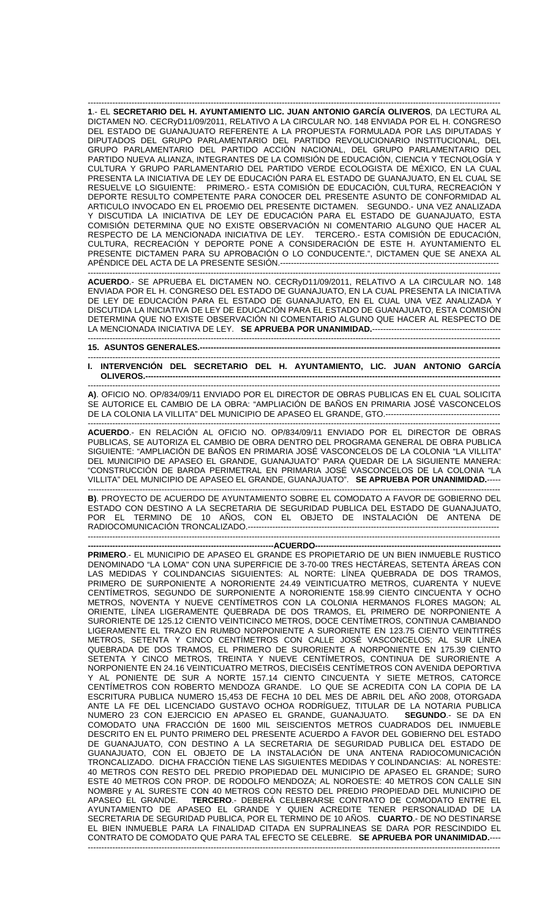**1**.- EL **SECRETARIO DEL H. AYUNTAMIENTO LIC. JUAN ANTONIO GARCÍA OLIVEROS**, DA LECTURA AL DICTAMEN NO. CECRyD11/09/2011, RELATIVO A LA CIRCULAR NO. 148 ENVIADA POR EL H. CONGRESO DEL ESTADO DE GUANAJUATO REFERENTE A LA PROPUESTA FORMULADA POR LAS DIPUTADAS Y DIPUTADOS DEL GRUPO PARLAMENTARIO DEL PARTIDO REVOLUCIONARIO INSTITUCIONAL, DEL GRUPO PARLAMENTARIO DEL PARTIDO ACCIÓN NACIONAL, DEL GRUPO PARLAMENTARIO DEL PARTIDO NUEVA ALIANZA, INTEGRANTES DE LA COMISIÓN DE EDUCACIÓN, CIENCIA Y TECNOLOGÍA Y CULTURA Y GRUPO PARLAMENTARIO DEL PARTIDO VERDE ECOLOGISTA DE MÉXICO, EN LA CUAL PRESENTA LA INICIATIVA DE LEY DE EDUCACIÓN PARA EL ESTADO DE GUANAJUATO, EN EL CUAL SE RESUELVE LO SIGUIENTE: PRIMERO.- ESTA COMISIÓN DE EDUCACIÓN, CULTURA, RECREACIÓN Y DEPORTE RESULTO COMPETENTE PARA CONOCER DEL PRESENTE ASUNTO DE CONFORMIDAD AL ARTICULO INVOCADO EN EL PROEMIO DEL PRESENTE DICTAMEN. SEGUNDO.- UNA VEZ ANALIZADA Y DISCUTIDA LA INICIATIVA DE LEY DE EDUCACIÓN PARA EL ESTADO DE GUANAJUATO, ESTA COMISIÓN DETERMINA QUE NO EXISTE OBSERVACIÓN NI COMENTARIO ALGUNO QUE HACER AL RESPECTO DE LA MENCIONADA INICIATIVA DE LEY. TERCERO.- ESTA COMISIÓN DE EDUCACIÓN, CULTURA, RECREACIÓN Y DEPORTE PONE A CONSIDERACIÓN DE ESTE H. AYUNTAMIENTO EL PRESENTE DICTAMEN PARA SU APROBACIÓN O LO CONDUCENTE.", DICTAMEN QUE SE ANEXA AL APÉNDICE DEL ACTA DE LA PRESENTE SESIÓN.-----------------------------------------------------------------------------------

**ACUERDO**.- SE APRUEBA EL DICTAMEN NO. CECRyD11/09/2011, RELATIVO A LA CIRCULAR NO. 148 ENVIADA POR EL H. CONGRESO DEL ESTADO DE GUANAJUATO, EN LA CUAL PRESENTA LA INICIATIVA DE LEY DE EDUCACIÓN PARA EL ESTADO DE GUANAJUATO, EN EL CUAL UNA VEZ ANALIZADA Y DISCUTIDA LA INICIATIVA DE LEY DE EDUCACIÓN PARA EL ESTADO DE GUANAJUATO, ESTA COMISIÓN DETERMINA QUE NO EXISTE OBSERVACIÓN NI COMENTARIO ALGUNO QUE HACER AL RESPECTO DE LA MENCIONADA INICIATIVA DE LEY. **SE APRUEBA POR UNANIMIDAD.**----------------------------------------------

**15. ASUNTOS GENERALES.----------------------------------------------------------------------------------------------------------**

**I. INTERVENCIÓN DEL SECRETARIO DEL H. AYUNTAMIENTO, LIC. JUAN ANTONIO GARCÍA OLIVEROS.-----------------------------------------------------------------------------------------------------------------------------**

**A)**. OFICIO NO. OP/834/09/11 ENVIADO POR EL DIRECTOR DE OBRAS PUBLICAS EN EL CUAL SOLICITA SE AUTORICE EL CAMBIO DE LA OBRA: "AMPLIACIÓN DE BAÑOS EN PRIMARIA JOSÉ VASCONCELOS DE LA COLONIA LA VILLITA" DEL MUNICIPIO DE APASEO EL GRANDE, GTO.------------------------------------------

**ACUERDO**.- EN RELACIÓN AL OFICIO NO. OP/834/09/11 ENVIADO POR EL DIRECTOR DE OBRAS PUBLICAS, SE AUTORIZA EL CAMBIO DE OBRA DENTRO DEL PROGRAMA GENERAL DE OBRA PUBLICA SIGUIENTE: "AMPLIACIÓN DE BAÑOS EN PRIMARIA JOSÉ VASCONCELOS DE LA COLONIA "LA VILLITA" DEL MUNICIPIO DE APASEO EL GRANDE, GUANAJUATO" PARA QUEDAR DE LA SIGUIENTE MANERA: "CONSTRUCCIÓN DE BARDA PERIMETRAL EN PRIMARIA JOSÉ VASCONCELOS DE LA COLONIA "LA VILLITA" DEL MUNICIPIO DE APASEO EL GRANDE, GUANAJUATO". **SE APRUEBA POR UNANIMIDAD.**-----

**B)**. PROYECTO DE ACUERDO DE AYUNTAMIENTO SOBRE EL COMODATO A FAVOR DE GOBIERNO DEL ESTADO CON DESTINO A LA SECRETARIA DE SEGURIDAD PUBLICA DEL ESTADO DE GUANAJUATO, POR EL TERMINO DE 10 AÑOS, CON EL OBJETO DE INSTALACIÓN DE ANTENA DE RADIOCOMUNICACIÓN TRONCALIZADO.----------------------------------------------------------------------------------------------

**---------------------------------------------------------------------ACUERDO---------------------------------------------------------------------**

**PRIMERO**.- EL MUNICIPIO DE APASEO EL GRANDE ES PROPIETARIO DE UN BIEN INMUEBLE RUSTICO DENOMINADO "LA LOMA" CON UNA SUPERFICIE DE 3-70-00 TRES HECTÁREAS, SETENTA ÁREAS CON LAS MEDIDAS Y COLINDANCIAS SIGUIENTES: AL NORTE: LÍNEA QUEBRADA DE DOS TRAMOS, PRIMERO DE SURPONIENTE A NORORIENTE 24.49 VEINTICUATRO METROS, CUARENTA Y NUEVE CENTÍMETROS, SEGUNDO DE SURPONIENTE A NORORIENTE 158.99 CIENTO CINCUENTA Y OCHO METROS, NOVENTA Y NUEVE CENTÍMETROS CON LA COLONIA HERMANOS FLORES MAGON; AL ORIENTE, LÍNEA LIGERAMENTE QUEBRADA DE DOS TRAMOS, EL PRIMERO DE NORPONIENTE A SURORIENTE DE 125.12 CIENTO VEINTICINCO METROS, DOCE CENTÍMETROS, CONTINUA CAMBIANDO LIGERAMENTE EL TRAZO EN RUMBO NORPONIENTE A SURORIENTE EN 123.75 CIENTO VEINTITRÉS METROS, SETENTA Y CINCO CENTÍMETROS CON CALLE JOSÉ VASCONCELOS; AL SUR LÍNEA QUEBRADA DE DOS TRAMOS, EL PRIMERO DE SURORIENTE A NORPONIENTE EN 175.39 CIENTO SETENTA Y CINCO METROS, TREINTA Y NUEVE CENTÍMETROS, CONTINUA DE SURORIENTE A NORPONIENTE EN 24.16 VEINTICUATRO METROS, DIECISÉIS CENTÍMETROS CON AVENIDA DEPORTIVA Y AL PONIENTE DE SUR A NORTE 157.14 CIENTO CINCUENTA Y SIETE METROS, CATORCE CENTÍMETROS CON ROBERTO MENDOZA GRANDE. LO QUE SE ACREDITA CON LA COPIA DE LA ESCRITURA PUBLICA NUMERO 15,453 DE FECHA 10 DEL MES DE ABRIL DEL AÑO 2008, OTORGADA ANTE LA FE DEL LICENCIADO GUSTAVO OCHOA RODRÍGUEZ, TITULAR DE LA NOTARIA PUBLICA NUMERO 23 CON EJERCICIO EN APASEO EL GRANDE, GUANAJUATO. **SEGUNDO**.- SE DA EN COMODATO UNA FRACCIÓN DE 1600 MIL SEISCIENTOS METROS CUADRADOS DEL INMUEBLE DESCRITO EN EL PUNTO PRIMERO DEL PRESENTE ACUERDO A FAVOR DEL GOBIERNO DEL ESTADO DE GUANAJUATO, CON DESTINO A LA SECRETARIA DE SEGURIDAD PUBLICA DEL ESTADO DE GUANAJUATO, CON EL OBJETO DE LA INSTALACIÓN DE UNA ANTENA RADIOCOMUNICACIÓN TRONCALIZADO. DICHA FRACCIÓN TIENE LAS SIGUIENTES MEDIDAS Y COLINDANCIAS: AL NORESTE: 40 METROS CON RESTO DEL PREDIO PROPIEDAD DEL MUNICIPIO DE APASEO EL GRANDE; SURO ESTE 40 METROS CON PROP. DE RODOLFO MENDOZA; AL NOROESTE: 40 METROS CON CALLE SIN NOMBRE y AL SURESTE CON 40 METROS CON RESTO DEL PREDIO PROPIEDAD DEL MUNICIPIO DE APASEO EL GRANDE. **TERCERO**.- DEBERÁ CELEBRARSE CONTRATO DE COMODATO ENTRE EL AYUNTAMIENTO DE APASEO EL GRANDE Y QUIEN ACREDITE TENER PERSONALIDAD DE LA SECRETARIA DE SEGURIDAD PUBLICA, POR EL TERMINO DE 10 AÑOS. **CUARTO**.- DE NO DESTINARSE EL BIEN INMUEBLE PARA LA FINALIDAD CITADA EN SUPRALINEAS SE DARA POR RESCINDIDO EL CONTRATO DE COMODATO QUE PARA TAL EFECTO SE CELEBRE. **SE APRUEBA POR UNANIMIDAD.**----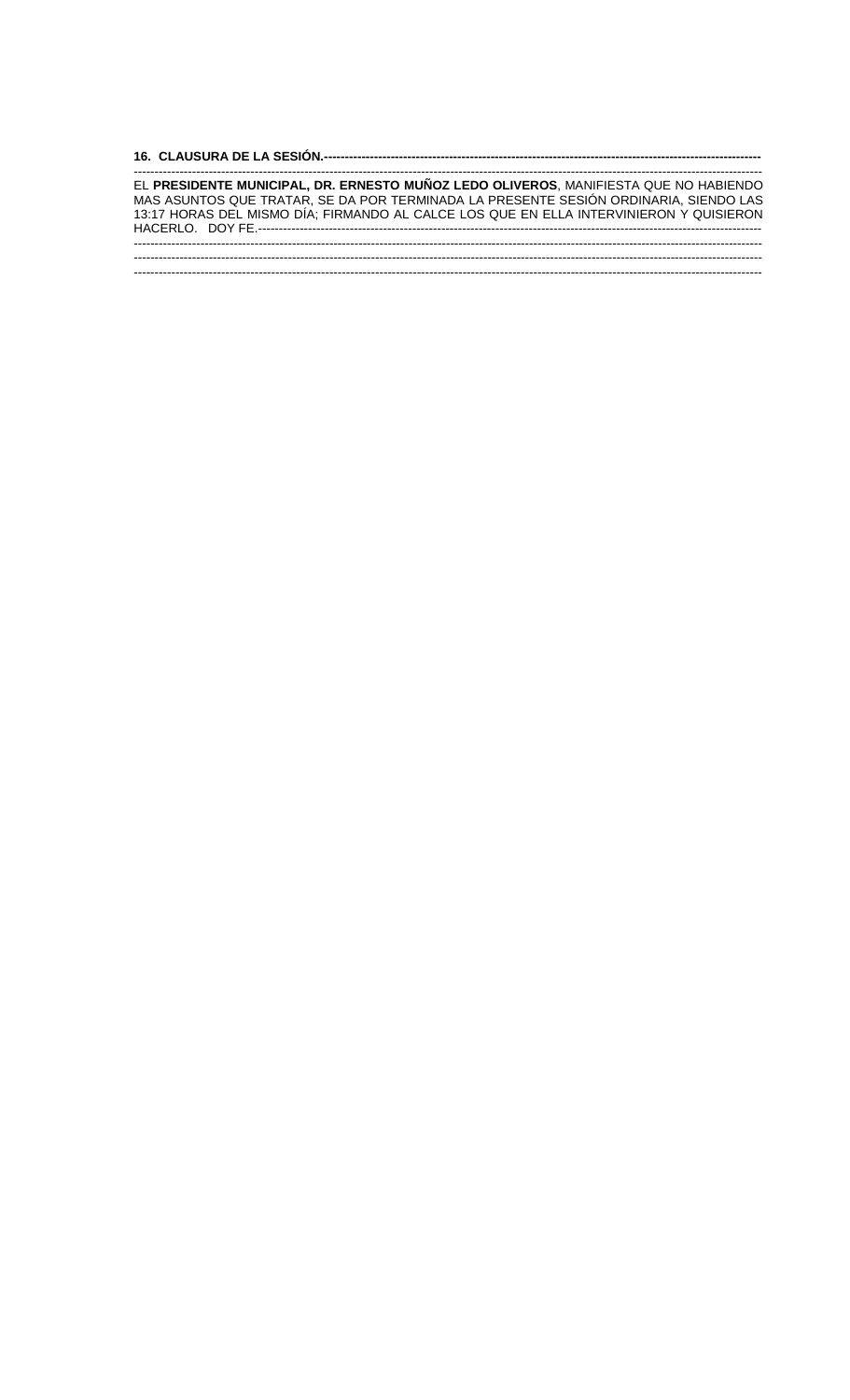**16. CLAUSURA DE LA SESIÓN.----------------------------------------------------------------------------------------------------------**

----------------------------------------------------------------------------------------------------------------------------------------------------------
EL **PRESIDENTE MUNICIPAL, DR. ERNESTO MUÑOZ LEDO OLIVEROS**, MANIFIESTA QUE NO HABIENDO MAS ASUNTOS QUE TRATAR, SE DA POR TERMINADA LA PRESENTE SESIÓN ORDINARIA, SIENDO LAS 13:17 HORAS DEL MISMO DÍA; FIRMANDO AL CALCE LOS QUE EN ELLA INTERVINIERON Y QUISIERON HACERLO. DOY FE.------------------------------------------------------------------------------------------------------------------------
----------------------------------------------------------------------------------------------------------------------------------------------------------
----------------------------------------------------------------------------------------------------------------------------------------------------------
----------------------------------------------------------------------------------------------------------------------------------------------------------